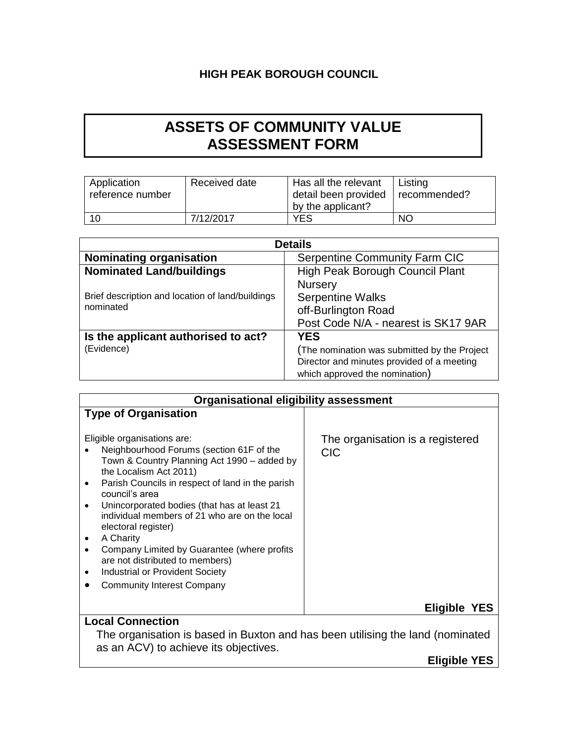**HIGH PEAK BOROUGH COUNCIL**

# ASSETS OF COMMUNITY VALUE ASSESSMENT FORM

| Application reference number | Received date | Has all the relevant detail been provided by the applicant? | Listing recommended? |
|---|---|---|---|
| 10 | 7/12/2017 | YES | NO |

| **Details** | |
|---|---|
| **Nominating organisation** | Serpentine Community Farm CIC |
| **Nominated Land/buildings**<br><br>Brief description and location of land/buildings nominated | High Peak Borough Council Plant Nursery<br>Serpentine Walks<br>off-Burlington Road<br>Post Code N/A - nearest is SK17 9AR |
| **Is the applicant authorised to act?**<br>(Evidence) | **YES**<br>(The nomination was submitted by the Project Director and minutes provided of a meeting which approved the nomination) |

| **Organisational eligibility assessment** | |
|---|---|
| **Type of Organisation**<br><br>Eligible organisations are:<br>• Neighbourhood Forums (section 61F of the Town & Country Planning Act 1990 – added by the Localism Act 2011)<br>• Parish Councils in respect of land in the parish council's area<br>• Unincorporated bodies (that has at least 21 individual members of 21 who are on the local electoral register)<br>• A Charity<br>• Company Limited by Guarantee (where profits are not distributed to members)<br>• Industrial or Provident Society<br>• Community Interest Company | The organisation is a registered CIC<br><br>**Eligible YES** |
| **Local Connection**<br>The organisation is based in Buxton and has been utilising the land (nominated as an ACV) to achieve its objectives.<br><br>**Eligible YES** | |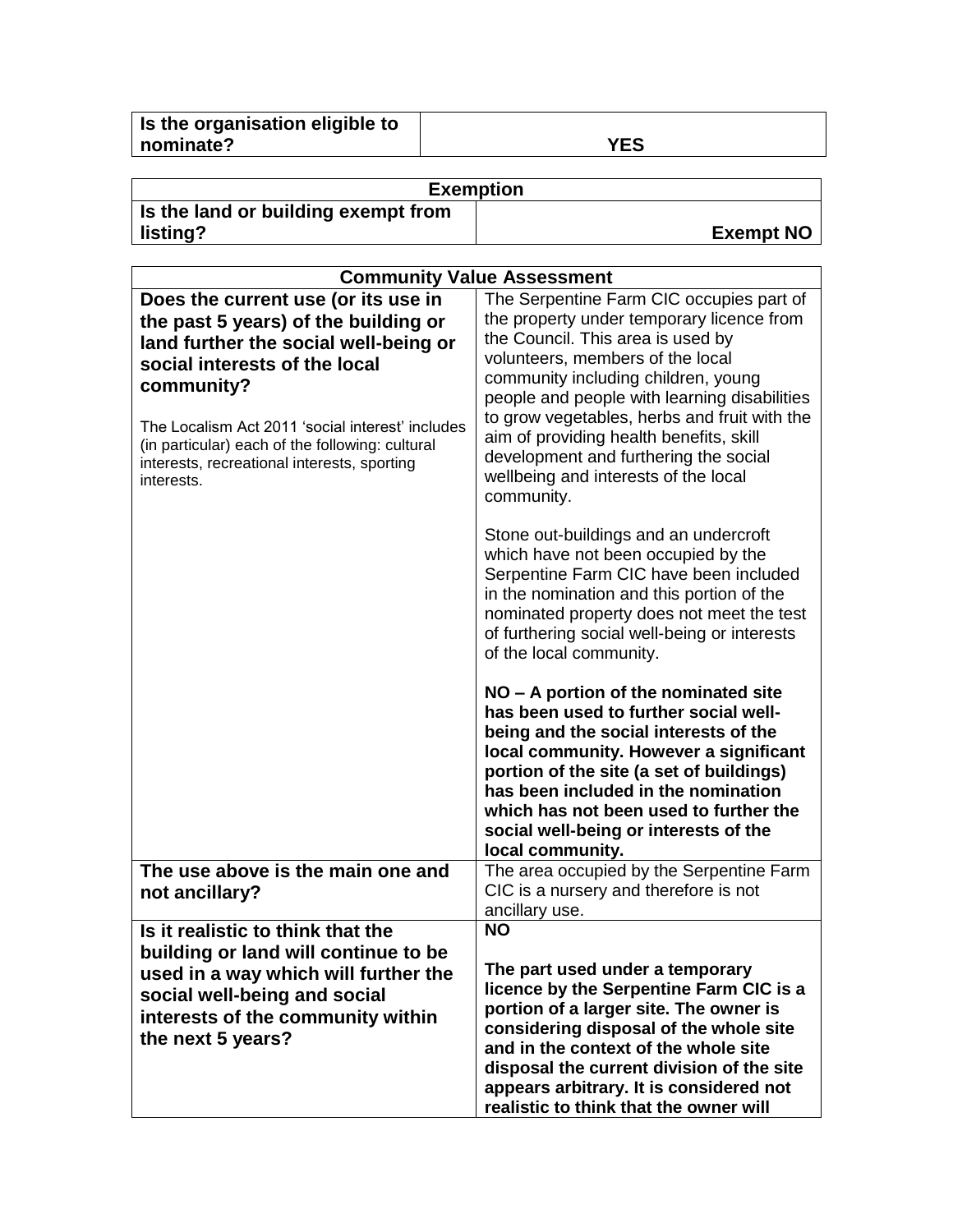| Is the organisation eligible to nominate? | YES |
|---|---|

| Exemption | |
|---|---|
| **Is the land or building exempt from listing?** | **Exempt NO** |

| Community Value Assessment | |
|---|---|
| **Does the current use (or its use in the past 5 years) of the building or land further the social well-being or social interests of the local community?**<br><br>The Localism Act 2011 'social interest' includes (in particular) each of the following: cultural interests, recreational interests, sporting interests. | The Serpentine Farm CIC occupies part of the property under temporary licence from the Council. This area is used by volunteers, members of the local community including children, young people and people with learning disabilities to grow vegetables, herbs and fruit with the aim of providing health benefits, skill development and furthering the social wellbeing and interests of the local community.<br><br>Stone out-buildings and an undercroft which have not been occupied by the Serpentine Farm CIC have been included in the nomination and this portion of the nominated property does not meet the test of furthering social well-being or interests of the local community.<br><br>**NO – A portion of the nominated site has been used to further social well-being and the social interests of the local community. However a significant portion of the site (a set of buildings) has been included in the nomination which has not been used to further the social well-being or interests of the local community.** |
| **The use above is the main one and not ancillary?** | The area occupied by the Serpentine Farm CIC is a nursery and therefore is not ancillary use. |
| **Is it realistic to think that the building or land will continue to be used in a way which will further the social well-being and social interests of the community within the next 5 years?** | **NO**<br><br>**The part used under a temporary licence by the Serpentine Farm CIC is a portion of a larger site. The owner is considering disposal of the whole site and in the context of the whole site disposal the current division of the site appears arbitrary. It is considered not realistic to think that the owner will** |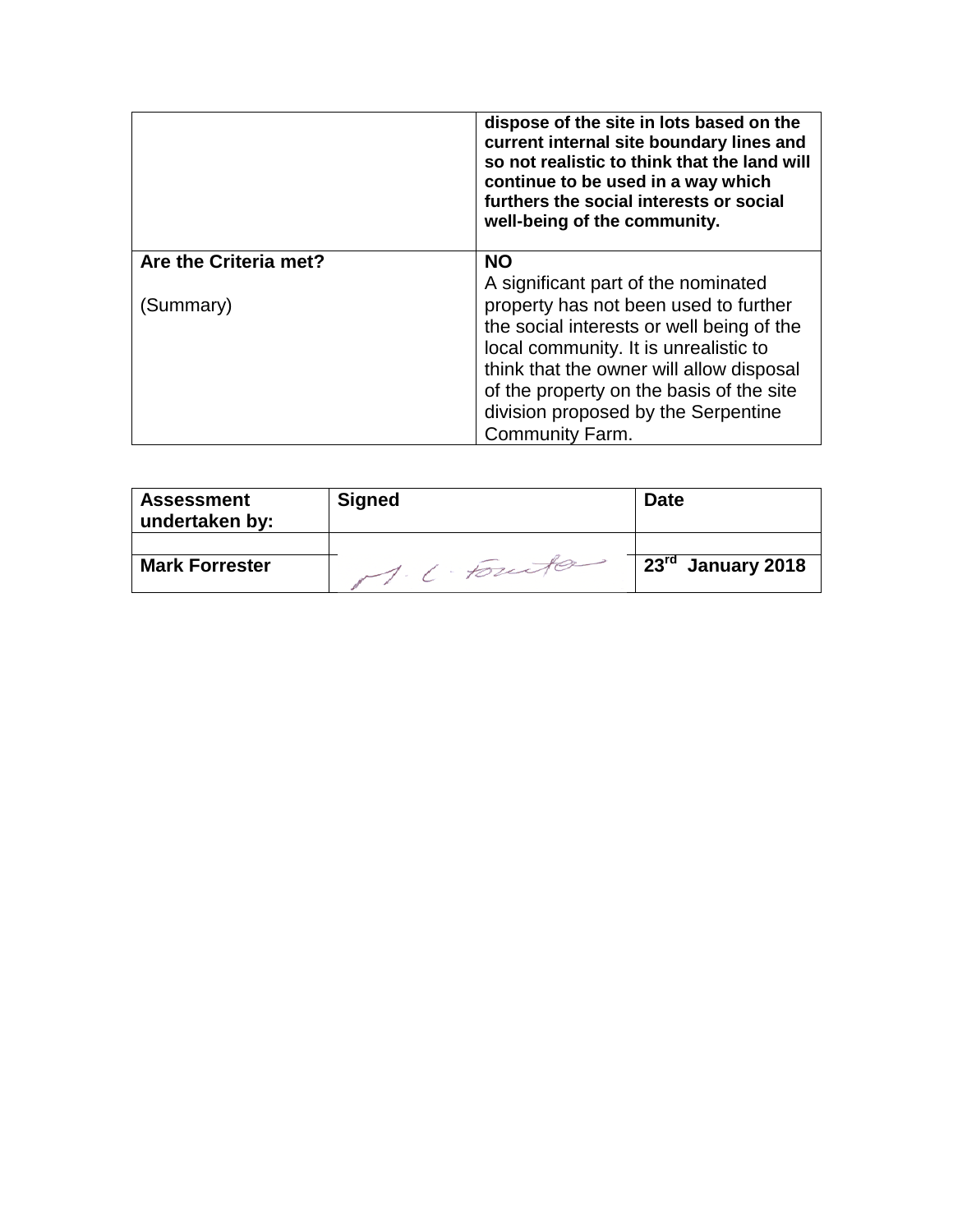| | |
|---|---|
| | **dispose of the site in lots based on the current internal site boundary lines and so not realistic to think that the land will continue to be used in a way which furthers the social interests or social well-being of the community.** |
| **Are the Criteria met?**<br><br>(Summary) | **NO**<br>A significant part of the nominated property has not been used to further the social interests or well being of the local community. It is unrealistic to think that the owner will allow disposal of the property on the basis of the site division proposed by the Serpentine Community Farm. |

| **Assessment undertaken by:** | **Signed** | **Date** |
|---|---|---|
| | | |
| **Mark Forrester** | M. C. Forrester | **23rd January 2018** |